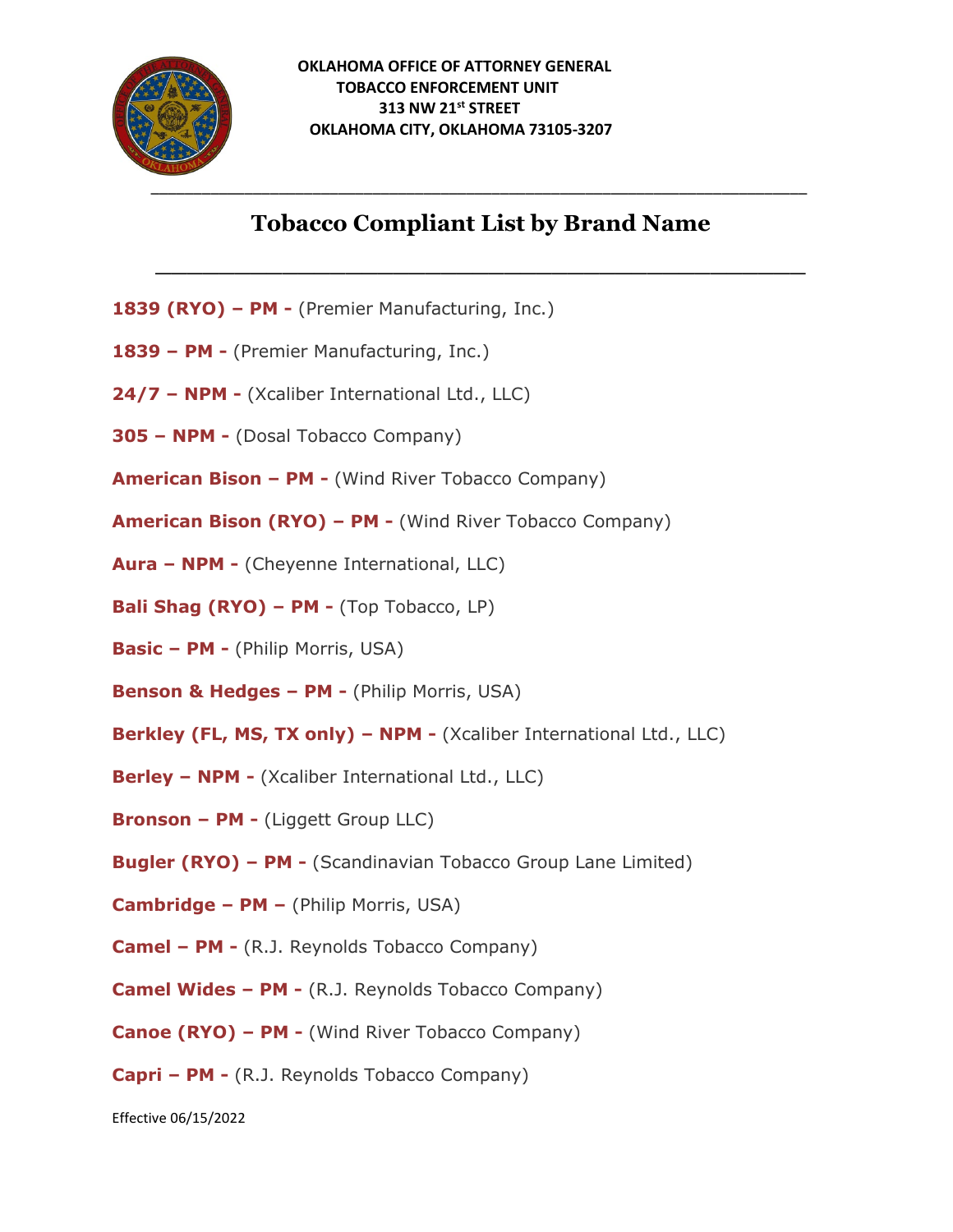**OKLAHOMA OFFICE OF ATTORNEY GENERAL**
**TOBACCO ENFORCEMENT UNIT**
**313 NW 21st STREET**
**OKLAHOMA CITY, OKLAHOMA 73105-3207**

# Tobacco Compliant List by Brand Name

**1839 (RYO) – PM -** (Premier Manufacturing, Inc.)

**1839 – PM -** (Premier Manufacturing, Inc.)

**24/7 – NPM -** (Xcaliber International Ltd., LLC)

**305 – NPM -** (Dosal Tobacco Company)

**American Bison – PM -** (Wind River Tobacco Company)

**American Bison (RYO) – PM -** (Wind River Tobacco Company)

**Aura – NPM -** (Cheyenne International, LLC)

**Bali Shag (RYO) – PM -** (Top Tobacco, LP)

**Basic – PM -** (Philip Morris, USA)

**Benson & Hedges – PM -** (Philip Morris, USA)

**Berkley (FL, MS, TX only) – NPM -** (Xcaliber International Ltd., LLC)

**Berley – NPM -** (Xcaliber International Ltd., LLC)

**Bronson – PM -** (Liggett Group LLC)

**Bugler (RYO) – PM -** (Scandinavian Tobacco Group Lane Limited)

**Cambridge – PM –** (Philip Morris, USA)

**Camel – PM -** (R.J. Reynolds Tobacco Company)

**Camel Wides – PM -** (R.J. Reynolds Tobacco Company)

**Canoe (RYO) – PM -** (Wind River Tobacco Company)

**Capri – PM -** (R.J. Reynolds Tobacco Company)

Effective 06/15/2022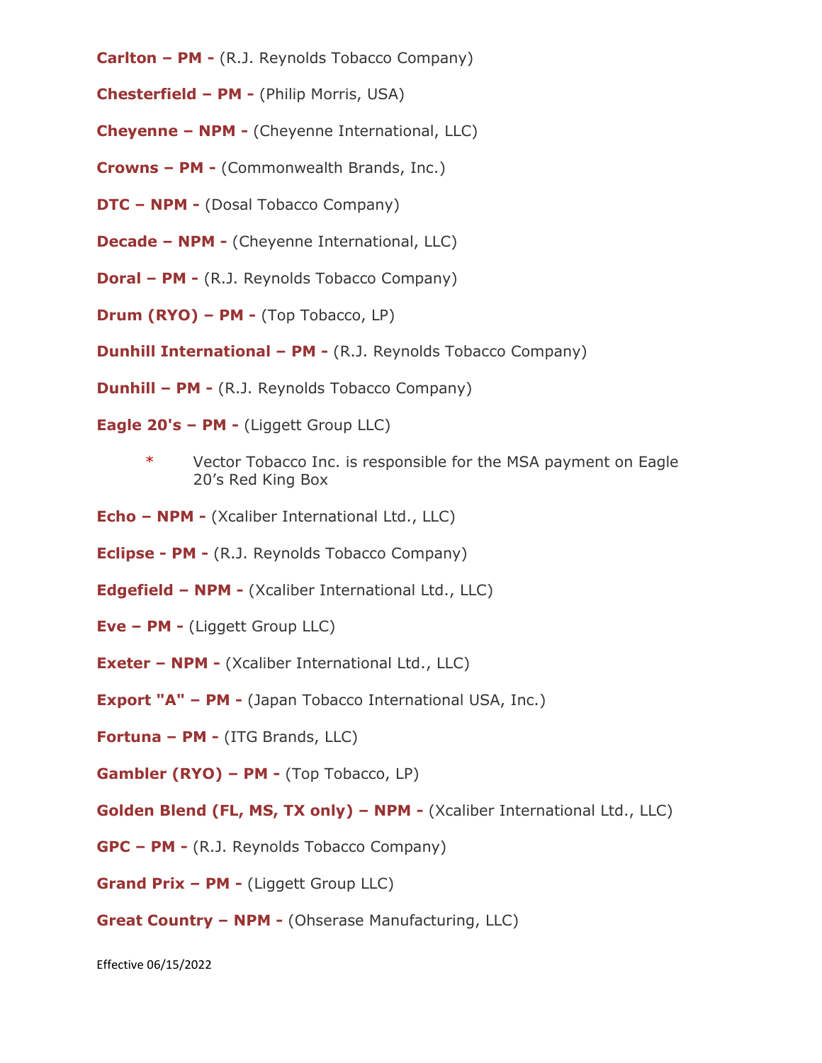**Carlton – PM -** (R.J. Reynolds Tobacco Company)

**Chesterfield – PM -** (Philip Morris, USA)

**Cheyenne – NPM -** (Cheyenne International, LLC)

**Crowns – PM -** (Commonwealth Brands, Inc.)

**DTC – NPM -** (Dosal Tobacco Company)

**Decade – NPM -** (Cheyenne International, LLC)

**Doral – PM -** (R.J. Reynolds Tobacco Company)

**Drum (RYO) – PM -** (Top Tobacco, LP)

**Dunhill International – PM -** (R.J. Reynolds Tobacco Company)

**Dunhill – PM -** (R.J. Reynolds Tobacco Company)

**Eagle 20's – PM -** (Liggett Group LLC)

- * Vector Tobacco Inc. is responsible for the MSA payment on Eagle 20's Red King Box

**Echo – NPM -** (Xcaliber International Ltd., LLC)

**Eclipse - PM -** (R.J. Reynolds Tobacco Company)

**Edgefield – NPM -** (Xcaliber International Ltd., LLC)

**Eve – PM -** (Liggett Group LLC)

**Exeter – NPM -** (Xcaliber International Ltd., LLC)

**Export "A" – PM -** (Japan Tobacco International USA, Inc.)

**Fortuna – PM -** (ITG Brands, LLC)

**Gambler (RYO) – PM -** (Top Tobacco, LP)

**Golden Blend (FL, MS, TX only) – NPM -** (Xcaliber International Ltd., LLC)

**GPC – PM -** (R.J. Reynolds Tobacco Company)

**Grand Prix – PM -** (Liggett Group LLC)

**Great Country – NPM -** (Ohserase Manufacturing, LLC)

Effective 06/15/2022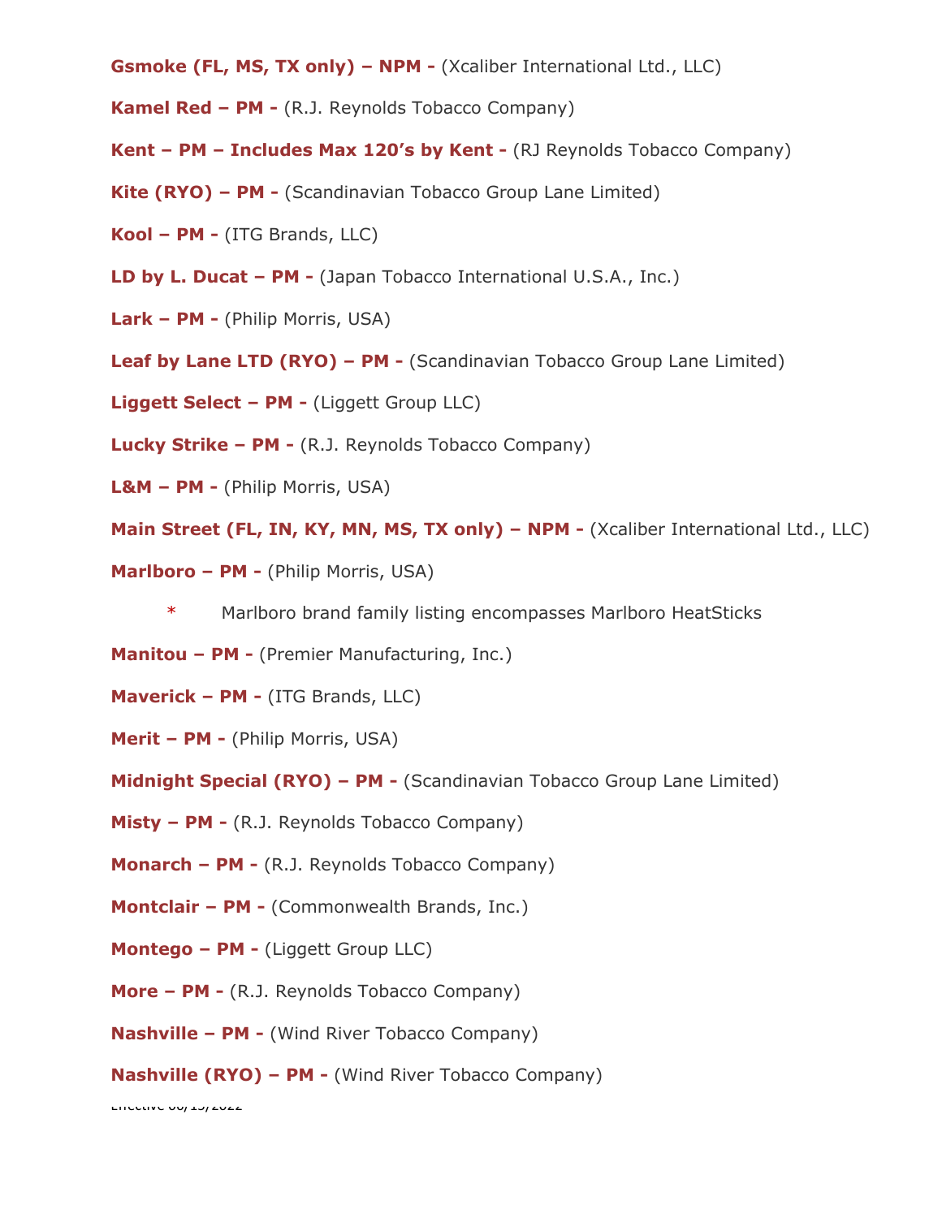**Gsmoke (FL, MS, TX only) – NPM -** (Xcaliber International Ltd., LLC)

**Kamel Red – PM -** (R.J. Reynolds Tobacco Company)

**Kent – PM – Includes Max 120's by Kent -** (RJ Reynolds Tobacco Company)

**Kite (RYO) – PM -** (Scandinavian Tobacco Group Lane Limited)

**Kool – PM -** (ITG Brands, LLC)

**LD by L. Ducat – PM -** (Japan Tobacco International U.S.A., Inc.)

**Lark – PM -** (Philip Morris, USA)

**Leaf by Lane LTD (RYO) – PM -** (Scandinavian Tobacco Group Lane Limited)

**Liggett Select – PM -** (Liggett Group LLC)

**Lucky Strike – PM -** (R.J. Reynolds Tobacco Company)

**L&M – PM -** (Philip Morris, USA)

**Main Street (FL, IN, KY, MN, MS, TX only) – NPM -** (Xcaliber International Ltd., LLC)

**Marlboro – PM -** (Philip Morris, USA)

- \* Marlboro brand family listing encompasses Marlboro HeatSticks

**Manitou – PM -** (Premier Manufacturing, Inc.)

**Maverick – PM -** (ITG Brands, LLC)

**Merit – PM -** (Philip Morris, USA)

**Midnight Special (RYO) – PM -** (Scandinavian Tobacco Group Lane Limited)

**Misty – PM -** (R.J. Reynolds Tobacco Company)

**Monarch – PM -** (R.J. Reynolds Tobacco Company)

**Montclair – PM -** (Commonwealth Brands, Inc.)

**Montego – PM -** (Liggett Group LLC)

**More – PM -** (R.J. Reynolds Tobacco Company)

**Nashville – PM -** (Wind River Tobacco Company)

**Nashville (RYO) – PM -** (Wind River Tobacco Company)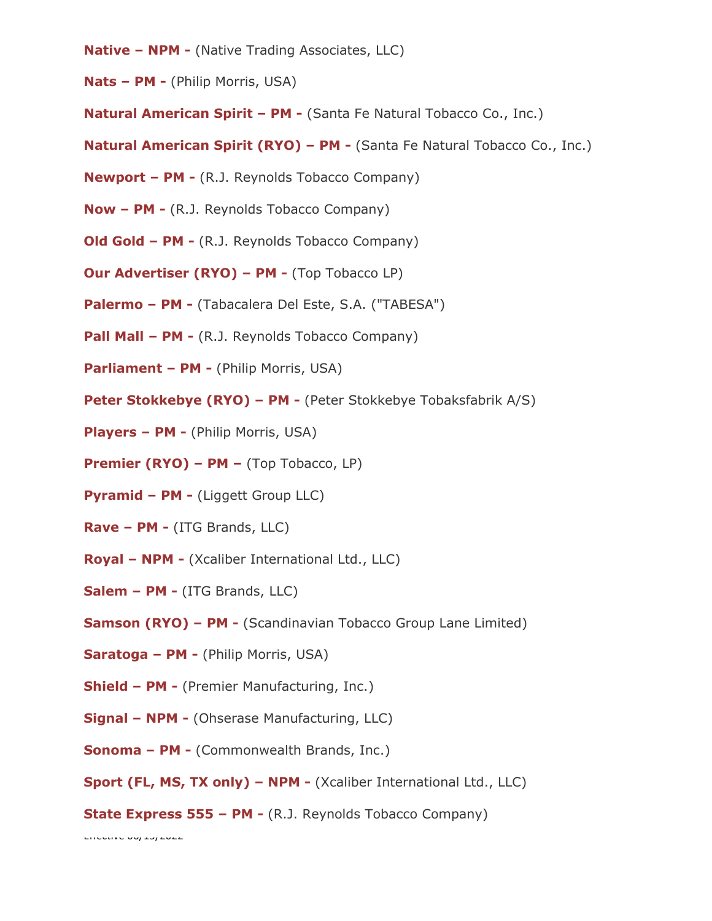**Native – NPM -** (Native Trading Associates, LLC)

**Nats – PM -** (Philip Morris, USA)

**Natural American Spirit – PM -** (Santa Fe Natural Tobacco Co., Inc.)

**Natural American Spirit (RYO) – PM -** (Santa Fe Natural Tobacco Co., Inc.)

**Newport – PM -** (R.J. Reynolds Tobacco Company)

**Now – PM -** (R.J. Reynolds Tobacco Company)

**Old Gold – PM -** (R.J. Reynolds Tobacco Company)

**Our Advertiser (RYO) – PM -** (Top Tobacco LP)

**Palermo – PM -** (Tabacalera Del Este, S.A. ("TABESA")

**Pall Mall – PM -** (R.J. Reynolds Tobacco Company)

**Parliament – PM -** (Philip Morris, USA)

**Peter Stokkebye (RYO) – PM -** (Peter Stokkebye Tobaksfabrik A/S)

**Players – PM -** (Philip Morris, USA)

**Premier (RYO) – PM –** (Top Tobacco, LP)

**Pyramid – PM -** (Liggett Group LLC)

**Rave – PM -** (ITG Brands, LLC)

**Royal – NPM -** (Xcaliber International Ltd., LLC)

**Salem – PM -** (ITG Brands, LLC)

**Samson (RYO) – PM -** (Scandinavian Tobacco Group Lane Limited)

**Saratoga – PM -** (Philip Morris, USA)

**Shield – PM -** (Premier Manufacturing, Inc.)

**Signal – NPM -** (Ohserase Manufacturing, LLC)

**Sonoma – PM -** (Commonwealth Brands, Inc.)

**Sport (FL, MS, TX only) – NPM -** (Xcaliber International Ltd., LLC)

**State Express 555 – PM -** (R.J. Reynolds Tobacco Company)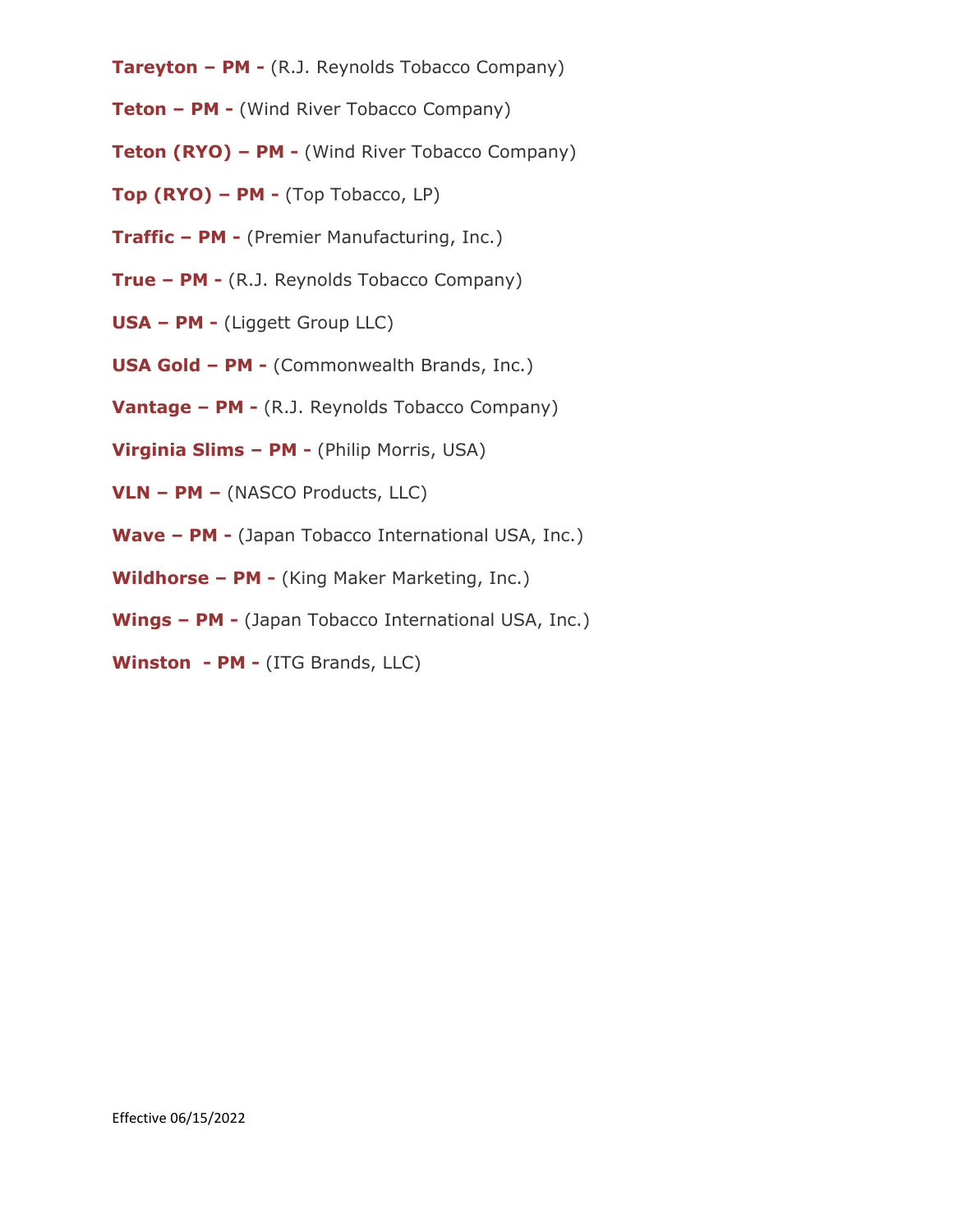**Tareyton – PM -** (R.J. Reynolds Tobacco Company)

**Teton – PM -** (Wind River Tobacco Company)

**Teton (RYO) – PM -** (Wind River Tobacco Company)

**Top (RYO) – PM -** (Top Tobacco, LP)

**Traffic – PM -** (Premier Manufacturing, Inc.)

**True – PM -** (R.J. Reynolds Tobacco Company)

**USA – PM -** (Liggett Group LLC)

**USA Gold – PM -** (Commonwealth Brands, Inc.)

**Vantage – PM -** (R.J. Reynolds Tobacco Company)

**Virginia Slims – PM -** (Philip Morris, USA)

**VLN – PM –** (NASCO Products, LLC)

**Wave – PM -** (Japan Tobacco International USA, Inc.)

**Wildhorse – PM -** (King Maker Marketing, Inc.)

**Wings – PM -** (Japan Tobacco International USA, Inc.)

**Winston - PM -** (ITG Brands, LLC)

Effective 06/15/2022